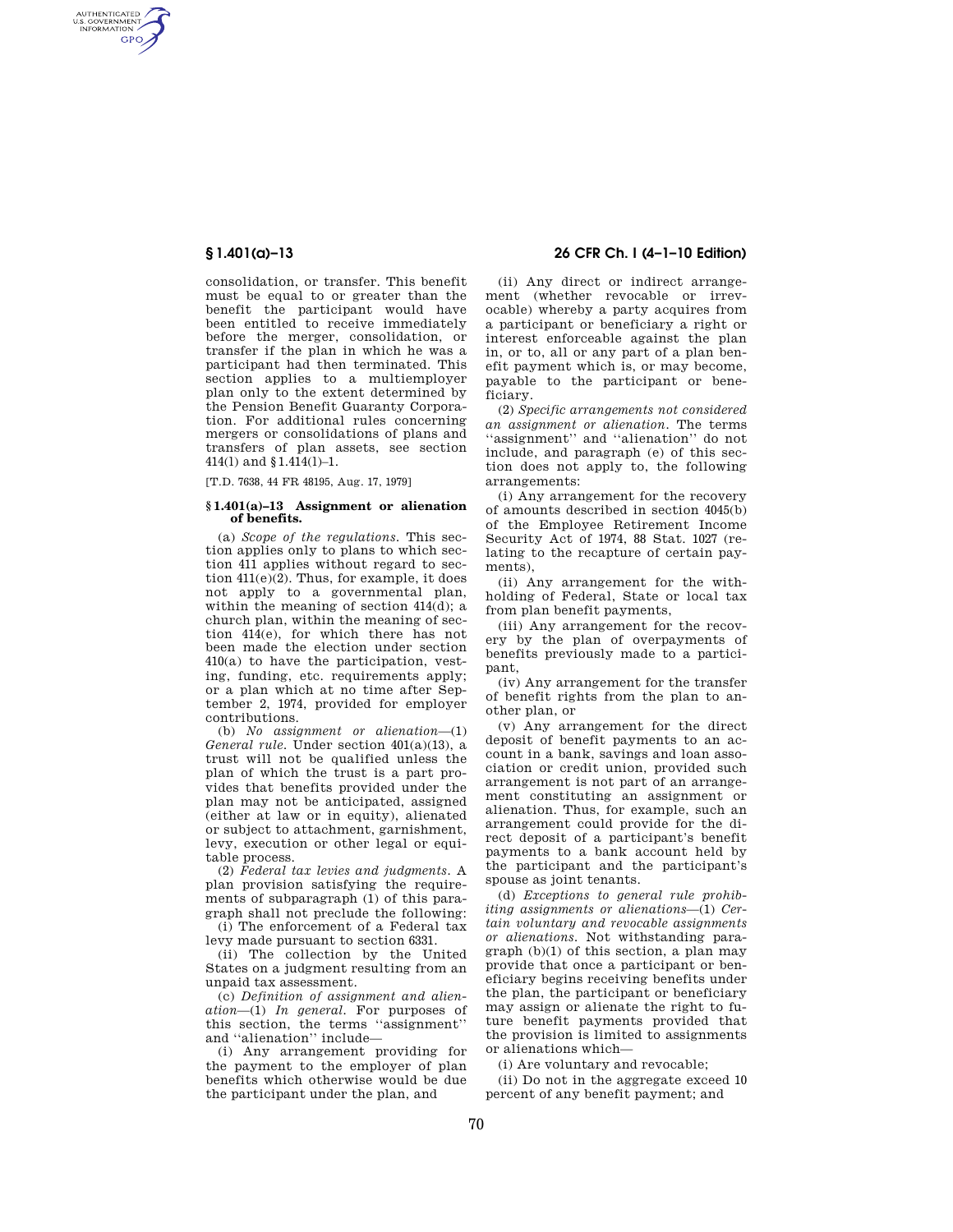consolidation, or transfer. This benefit must be equal to or greater than the benefit the participant would have been entitled to receive immediately before the merger, consolidation, or transfer if the plan in which he was a participant had then terminated. This section applies to a multiemployer plan only to the extent determined by the Pension Benefit Guaranty Corporation. For additional rules concerning mergers or consolidations of plans and transfers of plan assets, see section 414(l) and §1.414(l)–1.

[T.D. 7638, 44 FR 48195, Aug. 17, 1979]

### §1.401(a)–13 Assignment or alienation of benefits.

(a) *Scope of the regulations.* This section applies only to plans to which section 411 applies without regard to section 411(e)(2). Thus, for example, it does not apply to a governmental plan, within the meaning of section 414(d); a church plan, within the meaning of section 414(e), for which there has not been made the election under section 410(a) to have the participation, vesting, funding, etc. requirements apply; or a plan which at no time after September 2, 1974, provided for employer contributions.

(b) *No assignment or alienation*—(1) *General rule.* Under section 401(a)(13), a trust will not be qualified unless the plan of which the trust is a part provides that benefits provided under the plan may not be anticipated, assigned (either at law or in equity), alienated or subject to attachment, garnishment, levy, execution or other legal or equitable process.

(2) *Federal tax levies and judgments.* A plan provision satisfying the requirements of subparagraph (1) of this paragraph shall not preclude the following:

(i) The enforcement of a Federal tax levy made pursuant to section 6331.

(ii) The collection by the United States on a judgment resulting from an unpaid tax assessment.

(c) *Definition of assignment and alienation*—(1) *In general.* For purposes of this section, the terms "assignment" and "alienation" include—

(i) Any arrangement providing for the payment to the employer of plan benefits which otherwise would be due the participant under the plan, and

(ii) Any direct or indirect arrangement (whether revocable or irrevocable) whereby a party acquires from a participant or beneficiary a right or interest enforceable against the plan in, or to, all or any part of a plan benefit payment which is, or may become, payable to the participant or beneficiary.

(2) *Specific arrangements not considered an assignment or alienation.* The terms "assignment" and "alienation" do not include, and paragraph (e) of this section does not apply to, the following arrangements:

(i) Any arrangement for the recovery of amounts described in section 4045(b) of the Employee Retirement Income Security Act of 1974, 88 Stat. 1027 (relating to the recapture of certain payments),

(ii) Any arrangement for the withholding of Federal, State or local tax from plan benefit payments,

(iii) Any arrangement for the recovery by the plan of overpayments of benefits previously made to a participant,

(iv) Any arrangement for the transfer of benefit rights from the plan to another plan, or

(v) Any arrangement for the direct deposit of benefit payments to an account in a bank, savings and loan association or credit union, provided such arrangement is not part of an arrangement constituting an assignment or alienation. Thus, for example, such an arrangement could provide for the direct deposit of a participant's benefit payments to a bank account held by the participant and the participant's spouse as joint tenants.

(d) *Exceptions to general rule prohibiting assignments or alienations*—(1) *Certain voluntary and revocable assignments or alienations.* Not withstanding paragraph (b)(1) of this section, a plan may provide that once a participant or beneficiary begins receiving benefits under the plan, the participant or beneficiary may assign or alienate the right to future benefit payments provided that the provision is limited to assignments or alienations which—

(i) Are voluntary and revocable;

(ii) Do not in the aggregate exceed 10 percent of any benefit payment; and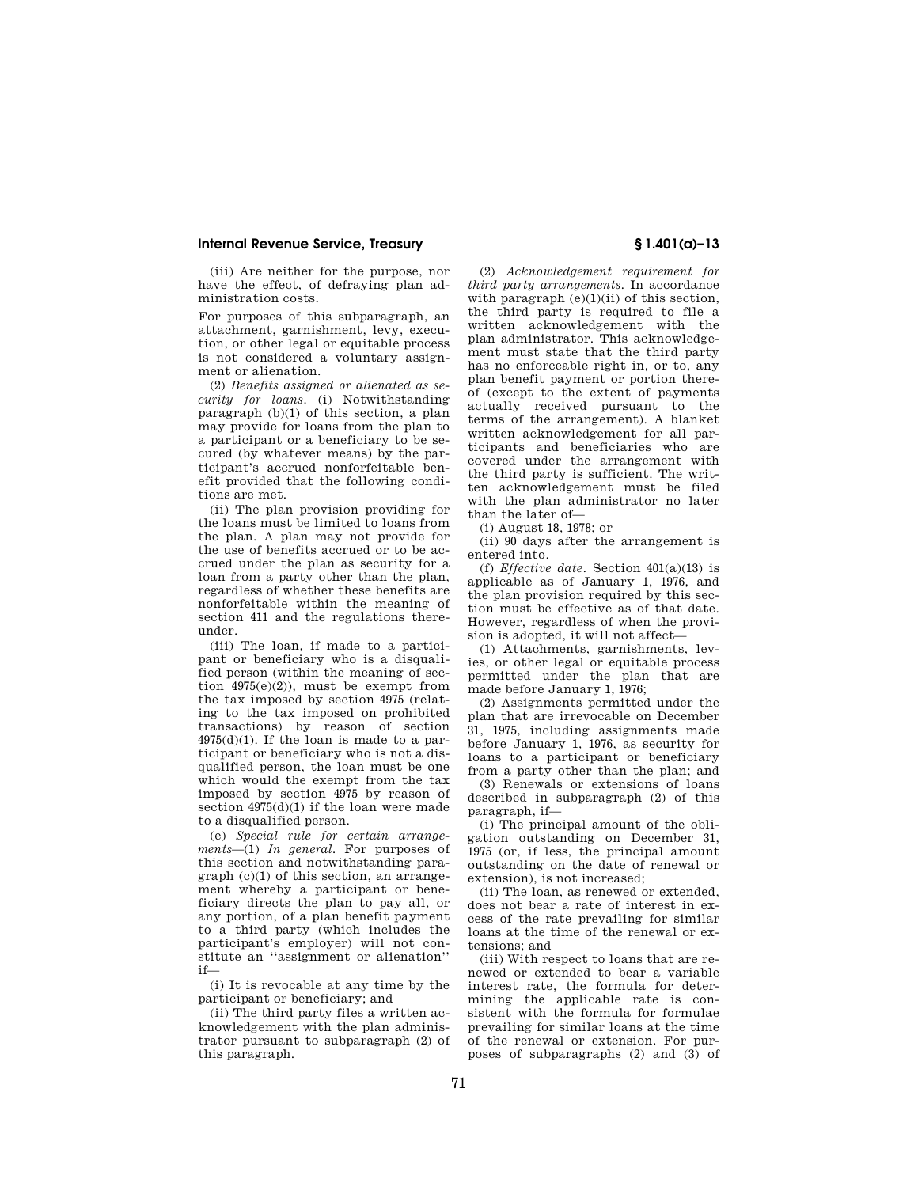(iii) Are neither for the purpose, nor have the effect, of defraying plan administration costs.

For purposes of this subparagraph, an attachment, garnishment, levy, execution, or other legal or equitable process is not considered a voluntary assignment or alienation.

(2) *Benefits assigned or alienated as security for loans.* (i) Notwithstanding paragraph (b)(1) of this section, a plan may provide for loans from the plan to a participant or a beneficiary to be secured (by whatever means) by the participant's accrued nonforfeitable benefit provided that the following conditions are met.

(ii) The plan provision providing for the loans must be limited to loans from the plan. A plan may not provide for the use of benefits accrued or to be accrued under the plan as security for a loan from a party other than the plan, regardless of whether these benefits are nonforfeitable within the meaning of section 411 and the regulations thereunder.

(iii) The loan, if made to a participant or beneficiary who is a disqualified person (within the meaning of section 4975(e)(2)), must be exempt from the tax imposed by section 4975 (relating to the tax imposed on prohibited transactions) by reason of section 4975(d)(1). If the loan is made to a participant or beneficiary who is not a disqualified person, the loan must be one which would the exempt from the tax imposed by section 4975 by reason of section 4975(d)(1) if the loan were made to a disqualified person.

(e) *Special rule for certain arrangements*—(1) *In general.* For purposes of this section and notwithstanding paragraph (c)(1) of this section, an arrangement whereby a participant or beneficiary directs the plan to pay all, or any portion, of a plan benefit payment to a third party (which includes the participant's employer) will not constitute an "assignment or alienation" if—

(i) It is revocable at any time by the participant or beneficiary; and

(ii) The third party files a written acknowledgement with the plan administrator pursuant to subparagraph (2) of this paragraph.

(2) *Acknowledgement requirement for third party arrangements.* In accordance with paragraph (e)(1)(ii) of this section, the third party is required to file a written acknowledgement with the plan administrator. This acknowledgement must state that the third party has no enforceable right in, or to, any plan benefit payment or portion thereof (except to the extent of payments actually received pursuant to the terms of the arrangement). A blanket written acknowledgement for all participants and beneficiaries who are covered under the arrangement with the third party is sufficient. The written acknowledgement must be filed with the plan administrator no later than the later of—

(i) August 18, 1978; or

(ii) 90 days after the arrangement is entered into.

(f) *Effective date.* Section 401(a)(13) is applicable as of January 1, 1976, and the plan provision required by this section must be effective as of that date. However, regardless of when the provision is adopted, it will not affect—

(1) Attachments, garnishments, levies, or other legal or equitable process permitted under the plan that are made before January 1, 1976;

(2) Assignments permitted under the plan that are irrevocable on December 31, 1975, including assignments made before January 1, 1976, as security for loans to a participant or beneficiary from a party other than the plan; and

(3) Renewals or extensions of loans described in subparagraph (2) of this paragraph, if—

(i) The principal amount of the obligation outstanding on December 31, 1975 (or, if less, the principal amount outstanding on the date of renewal or extension), is not increased;

(ii) The loan, as renewed or extended, does not bear a rate of interest in excess of the rate prevailing for similar loans at the time of the renewal or extensions; and

(iii) With respect to loans that are renewed or extended to bear a variable interest rate, the formula for determining the applicable rate is consistent with the formula for formulae prevailing for similar loans at the time of the renewal or extension. For purposes of subparagraphs (2) and (3) of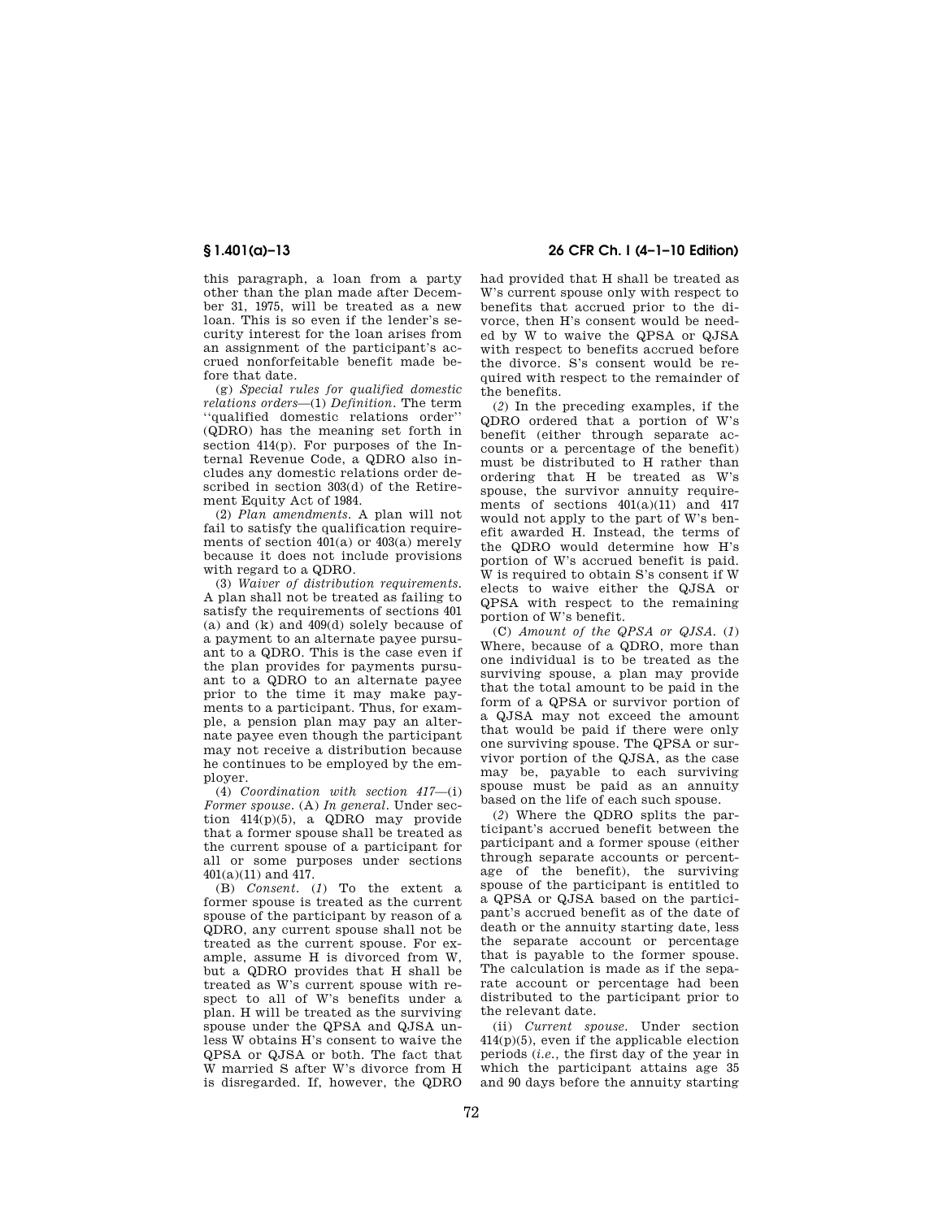this paragraph, a loan from a party other than the plan made after December 31, 1975, will be treated as a new loan. This is so even if the lender's security interest for the loan arises from an assignment of the participant's accrued nonforfeitable benefit made before that date.

(g) *Special rules for qualified domestic relations orders*—(1) *Definition*. The term ''qualified domestic relations order'' (QDRO) has the meaning set forth in section 414(p). For purposes of the Internal Revenue Code, a QDRO also includes any domestic relations order described in section 303(d) of the Retirement Equity Act of 1984.

(2) *Plan amendments*. A plan will not fail to satisfy the qualification requirements of section 401(a) or 403(a) merely because it does not include provisions with regard to a QDRO.

(3) *Waiver of distribution requirements*. A plan shall not be treated as failing to satisfy the requirements of sections 401 (a) and (k) and 409(d) solely because of a payment to an alternate payee pursuant to a QDRO. This is the case even if the plan provides for payments pursuant to a QDRO to an alternate payee prior to the time it may make payments to a participant. Thus, for example, a pension plan may pay an alternate payee even though the participant may not receive a distribution because he continues to be employed by the employer.

(4) *Coordination with section 417*—(i) *Former spouse*. (A) *In general*. Under section 414(p)(5), a QDRO may provide that a former spouse shall be treated as the current spouse of a participant for all or some purposes under sections 401(a)(11) and 417.

(B) *Consent*. (*1*) To the extent a former spouse is treated as the current spouse of the participant by reason of a QDRO, any current spouse shall not be treated as the current spouse. For example, assume H is divorced from W, but a QDRO provides that H shall be treated as W's current spouse with respect to all of W's benefits under a plan. H will be treated as the surviving spouse under the QPSA and QJSA unless W obtains H's consent to waive the QPSA or QJSA or both. The fact that W married S after W's divorce from H is disregarded. If, however, the QDRO had provided that H shall be treated as W's current spouse only with respect to benefits that accrued prior to the divorce, then H's consent would be needed by W to waive the QPSA or QJSA with respect to benefits accrued before the divorce. S's consent would be required with respect to the remainder of the benefits.

(*2*) In the preceding examples, if the QDRO ordered that a portion of W's benefit (either through separate accounts or a percentage of the benefit) must be distributed to H rather than ordering that H be treated as W's spouse, the survivor annuity requirements of sections 401(a)(11) and 417 would not apply to the part of W's benefit awarded H. Instead, the terms of the QDRO would determine how H's portion of W's accrued benefit is paid. W is required to obtain S's consent if W elects to waive either the QJSA or QPSA with respect to the remaining portion of W's benefit.

(C) *Amount of the QPSA or QJSA*. (*1*) Where, because of a QDRO, more than one individual is to be treated as the surviving spouse, a plan may provide that the total amount to be paid in the form of a QPSA or survivor portion of a QJSA may not exceed the amount that would be paid if there were only one surviving spouse. The QPSA or survivor portion of the QJSA, as the case may be, payable to each surviving spouse must be paid as an annuity based on the life of each such spouse.

(*2*) Where the QDRO splits the participant's accrued benefit between the participant and a former spouse (either through separate accounts or percentage of the benefit), the surviving spouse of the participant is entitled to a QPSA or QJSA based on the participant's accrued benefit as of the date of death or the annuity starting date, less the separate account or percentage that is payable to the former spouse. The calculation is made as if the separate account or percentage had been distributed to the participant prior to the relevant date.

(ii) *Current spouse*. Under section 414(p)(5), even if the applicable election periods (*i.e.*, the first day of the year in which the participant attains age 35 and 90 days before the annuity starting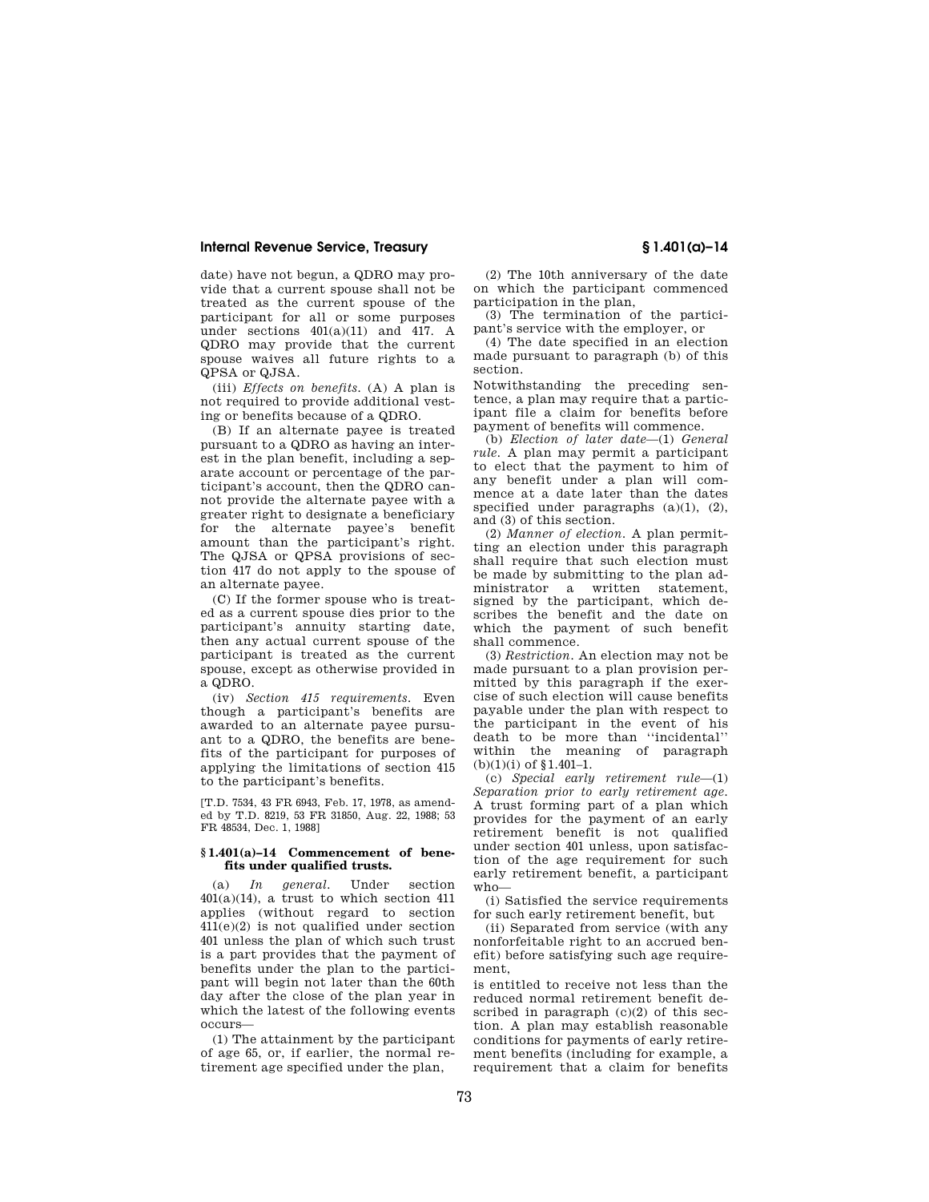date) have not begun, a QDRO may provide that a current spouse shall not be treated as the current spouse of the participant for all or some purposes under sections 401(a)(11) and 417. A QDRO may provide that the current spouse waives all future rights to a QPSA or QJSA.

(iii) *Effects on benefits.* (A) A plan is not required to provide additional vesting or benefits because of a QDRO.

(B) If an alternate payee is treated pursuant to a QDRO as having an interest in the plan benefit, including a separate account or percentage of the participant's account, then the QDRO cannot provide the alternate payee with a greater right to designate a beneficiary for the alternate payee's benefit amount than the participant's right. The QJSA or QPSA provisions of section 417 do not apply to the spouse of an alternate payee.

(C) If the former spouse who is treated as a current spouse dies prior to the participant's annuity starting date, then any actual current spouse of the participant is treated as the current spouse, except as otherwise provided in a QDRO.

(iv) *Section 415 requirements.* Even though a participant's benefits are awarded to an alternate payee pursuant to a QDRO, the benefits are benefits of the participant for purposes of applying the limitations of section 415 to the participant's benefits.

[T.D. 7534, 43 FR 6943, Feb. 17, 1978, as amended by T.D. 8219, 53 FR 31850, Aug. 22, 1988; 53 FR 48534, Dec. 1, 1988]

## § 1.401(a)–14 Commencement of benefits under qualified trusts.

(a) *In general.* Under section 401(a)(14), a trust to which section 411 applies (without regard to section 411(e)(2) is not qualified under section 401 unless the plan of which such trust is a part provides that the payment of benefits under the plan to the participant will begin not later than the 60th day after the close of the plan year in which the latest of the following events occurs—

(1) The attainment by the participant of age 65, or, if earlier, the normal retirement age specified under the plan,

(2) The 10th anniversary of the date on which the participant commenced participation in the plan,

(3) The termination of the participant's service with the employer, or

(4) The date specified in an election made pursuant to paragraph (b) of this section.

Notwithstanding the preceding sentence, a plan may require that a participant file a claim for benefits before payment of benefits will commence.

(b) *Election of later date*—(1) *General rule.* A plan may permit a participant to elect that the payment to him of any benefit under a plan will commence at a date later than the dates specified under paragraphs (a)(1), (2), and (3) of this section.

(2) *Manner of election.* A plan permitting an election under this paragraph shall require that such election must be made by submitting to the plan administrator a written statement, signed by the participant, which describes the benefit and the date on which the payment of such benefit shall commence.

(3) *Restriction.* An election may not be made pursuant to a plan provision permitted by this paragraph if the exercise of such election will cause benefits payable under the plan with respect to the participant in the event of his death to be more than "incidental" within the meaning of paragraph (b)(1)(i) of § 1.401–1.

(c) *Special early retirement rule*—(1) *Separation prior to early retirement age.* A trust forming part of a plan which provides for the payment of an early retirement benefit is not qualified under section 401 unless, upon satisfaction of the age requirement for such early retirement benefit, a participant who—

(i) Satisfied the service requirements for such early retirement benefit, but

(ii) Separated from service (with any nonforfeitable right to an accrued benefit) before satisfying such age requirement,

is entitled to receive not less than the reduced normal retirement benefit described in paragraph (c)(2) of this section. A plan may establish reasonable conditions for payments of early retirement benefits (including for example, a requirement that a claim for benefits